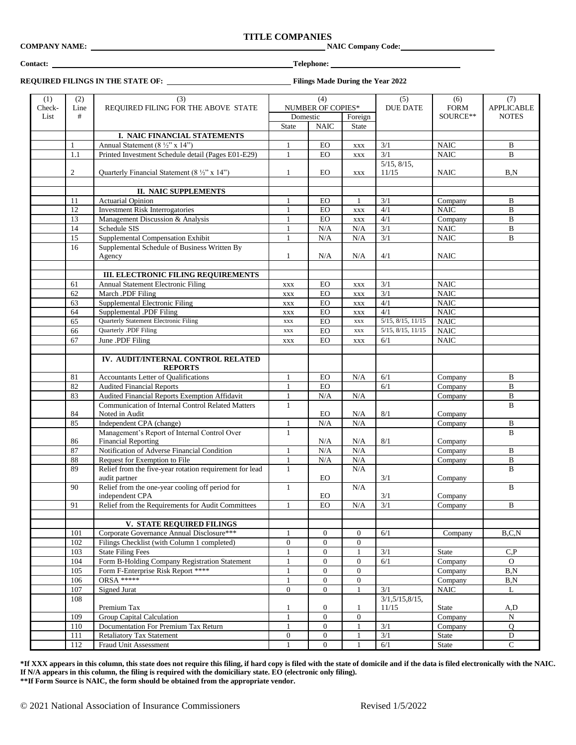# TITLE COMPANIES

**COMPANY NAME:** ______________________________ **NAIC Company Code:** ______________

**Contact:** ______________________________ **Telephone:** ______________

**REQUIRED FILINGS IN THE STATE OF:** ______________ **Filings Made During the Year 2022**

| (1) Check-List | (2) Line # | (3) REQUIRED FILING FOR THE ABOVE STATE | (4) NUMBER OF COPIES* | | | (5) DUE DATE | (6) FORM SOURCE** | (7) APPLICABLE NOTES |
|---|---|---|---|---|---|---|---|---|
| | | | Domestic | | Foreign | | | |
| | | | State | NAIC | State | | | |
| | | **I. NAIC FINANCIAL STATEMENTS** | | | | | | |
| | 1 | Annual Statement (8 ½" x 14") | 1 | EO | xxx | 3/1 | NAIC | B |
| | 1.1 | Printed Investment Schedule detail (Pages E01-E29) | 1 | EO | xxx | 3/1 | NAIC | B |
| | 2 | Quarterly Financial Statement (8 ½" x 14") | 1 | EO | xxx | 5/15, 8/15, 11/15 | NAIC | B,N |
| | | | | | | | | |
| | | **II. NAIC SUPPLEMENTS** | | | | | | |
| | 11 | Actuarial Opinion | 1 | EO | 1 | 3/1 | Company | B |
| | 12 | Investment Risk Interrogatories | 1 | EO | xxx | 4/1 | NAIC | B |
| | 13 | Management Discussion & Analysis | 1 | EO | xxx | 4/1 | Company | B |
| | 14 | Schedule SIS | 1 | N/A | N/A | 3/1 | NAIC | B |
| | 15 | Supplemental Compensation Exhibit | 1 | N/A | N/A | 3/1 | NAIC | B |
| | 16 | Supplemental Schedule of Business Written By Agency | 1 | N/A | N/A | 4/1 | NAIC | |
| | | | | | | | | |
| | | **III. ELECTRONIC FILING REQUIREMENTS** | | | | | | |
| | 61 | Annual Statement Electronic Filing | xxx | EO | xxx | 3/1 | NAIC | |
| | 62 | March .PDF Filing | xxx | EO | xxx | 3/1 | NAIC | |
| | 63 | Supplemental Electronic Filing | xxx | EO | xxx | 4/1 | NAIC | |
| | 64 | Supplemental .PDF Filing | xxx | EO | xxx | 4/1 | NAIC | |
| | 65 | Quarterly Statement Electronic Filing | xxx | EO | xxx | 5/15, 8/15, 11/15 | NAIC | |
| | 66 | Quarterly .PDF Filing | xxx | EO | xxx | 5/15, 8/15, 11/15 | NAIC | |
| | 67 | June .PDF Filing | xxx | EO | xxx | 6/1 | NAIC | |
| | | | | | | | | |
| | | **IV. AUDIT/INTERNAL CONTROL RELATED REPORTS** | | | | | | |
| | 81 | Accountants Letter of Qualifications | 1 | EO | N/A | 6/1 | Company | B |
| | 82 | Audited Financial Reports | 1 | EO | | 6/1 | Company | B |
| | 83 | Audited Financial Reports Exemption Affidavit | 1 | N/A | N/A | | Company | B |
| | 84 | Communication of Internal Control Related Matters Noted in Audit | 1 | EO | N/A | 8/1 | Company | B |
| | 85 | Independent CPA (change) | 1 | N/A | N/A | | Company | B |
| | 86 | Management's Report of Internal Control Over Financial Reporting | 1 | N/A | N/A | 8/1 | Company | B |
| | 87 | Notification of Adverse Financial Condition | 1 | N/A | N/A | | Company | B |
| | 88 | Request for Exemption to File | 1 | N/A | N/A | | Company | B |
| | 89 | Relief from the five-year rotation requirement for lead audit partner | 1 | EO | N/A | 3/1 | Company | B |
| | 90 | Relief from the one-year cooling off period for independent CPA | 1 | EO | N/A | 3/1 | Company | B |
| | 91 | Relief from the Requirements for Audit Committees | 1 | EO | N/A | 3/1 | Company | B |
| | | | | | | | | |
| | | **V. STATE REQUIRED FILINGS** | | | | | | |
| | 101 | Corporate Governance Annual Disclosure*** | 1 | 0 | 0 | 6/1 | Company | B,C,N |
| | 102 | Filings Checklist (with Column 1 completed) | 0 | 0 | 0 | | | |
| | 103 | State Filing Fees | 1 | 0 | 1 | 3/1 | State | C,P |
| | 104 | Form B-Holding Company Registration Statement | 1 | 0 | 0 | 6/1 | Company | O |
| | 105 | Form F-Enterprise Risk Report **** | 1 | 0 | 0 | | Company | B,N |
| | 106 | ORSA ***** | 1 | 0 | 0 | | Company | B,N |
| | 107 | Signed Jurat | 0 | 0 | 1 | 3/1 | NAIC | L |
| | 108 | Premium Tax | 1 | 0 | 1 | 3/1,5/15,8/15, 11/15 | State | A,D |
| | 109 | Group Capital Calculation | 1 | 0 | 0 | | Company | N |
| | 110 | Documentation For Premium Tax Return | 1 | 0 | 1 | 3/1 | Company | Q |
| | 111 | Retaliatory Tax Statement | 0 | 0 | 1 | 3/1 | State | D |
| | 112 | Fraud Unit Assessment | 1 | 0 | 1 | 6/1 | State | C |

**\*If XXX appears in this column, this state does not require this filing, if hard copy is filed with the state of domicile and if the data is filed electronically with the NAIC. If N/A appears in this column, the filing is required with the domiciliary state. EO (electronic only filing).**
**\*\*If Form Source is NAIC, the form should be obtained from the appropriate vendor.**

© 2021 National Association of Insurance Commissioners Revised 1/5/2022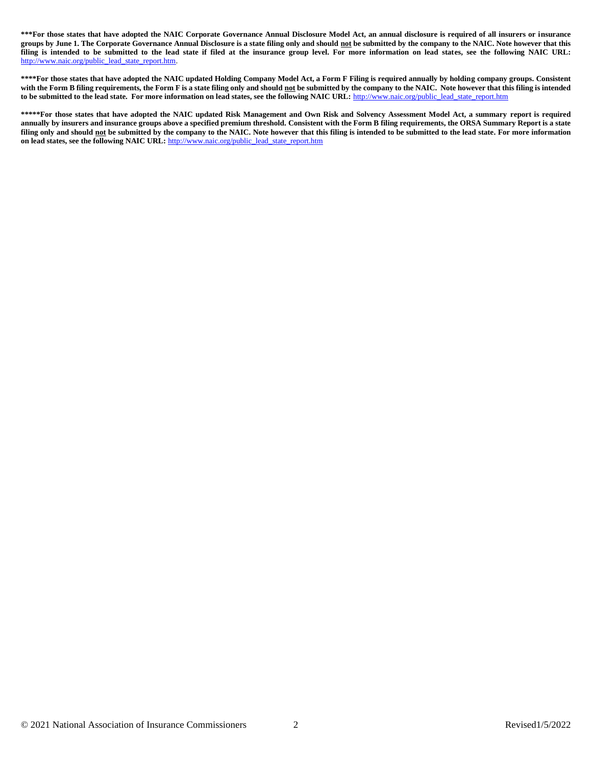**\*\*\*For those states that have adopted the NAIC Corporate Governance Annual Disclosure Model Act, an annual disclosure is required of all insurers or insurance groups by June 1. The Corporate Governance Annual Disclosure is a state filing only and should <u>not</u> be submitted by the company to the NAIC. Note however that this filing is intended to be submitted to the lead state if filed at the insurance group level. For more information on lead states, see the following NAIC URL:** [http://www.naic.org/public_lead_state_report.htm](http://www.naic.org/public_lead_state_report.htm).

**\*\*\*\*For those states that have adopted the NAIC updated Holding Company Model Act, a Form F Filing is required annually by holding company groups. Consistent with the Form B filing requirements, the Form F is a state filing only and should <u>not</u> be submitted by the company to the NAIC. Note however that this filing is intended to be submitted to the lead state. For more information on lead states, see the following NAIC URL:** [http://www.naic.org/public_lead_state_report.htm](http://www.naic.org/public_lead_state_report.htm)

**\*\*\*\*\*For those states that have adopted the NAIC updated Risk Management and Own Risk and Solvency Assessment Model Act, a summary report is required annually by insurers and insurance groups above a specified premium threshold. Consistent with the Form B filing requirements, the ORSA Summary Report is a state filing only and should <u>not</u> be submitted by the company to the NAIC. Note however that this filing is intended to be submitted to the lead state. For more information on lead states, see the following NAIC URL:** [http://www.naic.org/public_lead_state_report.htm](http://www.naic.org/public_lead_state_report.htm)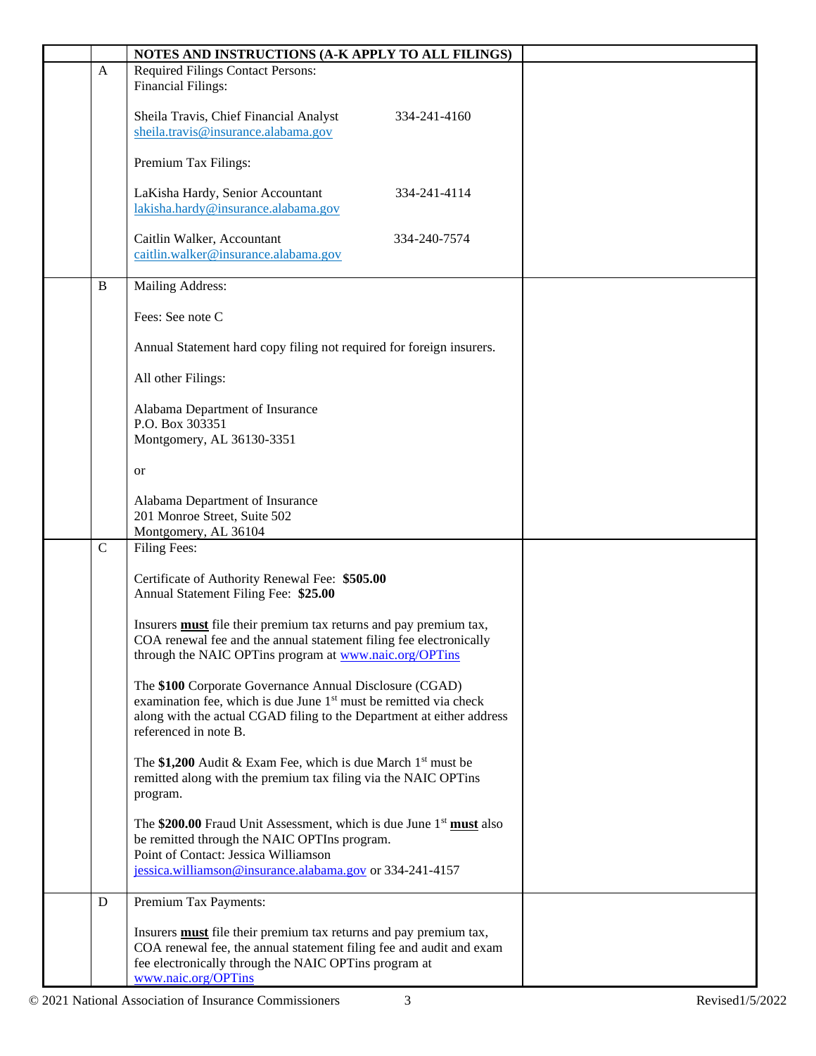| | | NOTES AND INSTRUCTIONS (A-K APPLY TO ALL FILINGS) | |
|---|---|---|---|
| | A | Required Filings Contact Persons:<br>Financial Filings:<br><br>Sheila Travis, Chief Financial Analyst 334-241-4160<br>sheila.travis@insurance.alabama.gov<br><br>Premium Tax Filings:<br><br>LaKisha Hardy, Senior Accountant 334-241-4114<br>lakisha.hardy@insurance.alabama.gov<br><br>Caitlin Walker, Accountant 334-240-7574<br>caitlin.walker@insurance.alabama.gov | |
| | B | Mailing Address:<br><br>Fees: See note C<br><br>Annual Statement hard copy filing not required for foreign insurers.<br><br>All other Filings:<br><br>Alabama Department of Insurance<br>P.O. Box 303351<br>Montgomery, AL 36130-3351<br><br>or<br><br>Alabama Department of Insurance<br>201 Monroe Street, Suite 502<br>Montgomery, AL 36104 | |
| | C | Filing Fees:<br><br>Certificate of Authority Renewal Fee: **$505.00**<br>Annual Statement Filing Fee: **$25.00**<br><br>Insurers **must** file their premium tax returns and pay premium tax, COA renewal fee and the annual statement filing fee electronically through the NAIC OPTins program at www.naic.org/OPTins<br><br>The **$100** Corporate Governance Annual Disclosure (CGAD) examination fee, which is due June 1st must be remitted via check along with the actual CGAD filing to the Department at either address referenced in note B.<br><br>The **$1,200** Audit & Exam Fee, which is due March 1st must be remitted along with the premium tax filing via the NAIC OPTins program.<br><br>The **$200.00** Fraud Unit Assessment, which is due June 1st **must** also be remitted through the NAIC OPTIns program.<br>Point of Contact: Jessica Williamson<br>jessica.williamson@insurance.alabama.gov or 334-241-4157 | |
| | D | Premium Tax Payments:<br><br>Insurers **must** file their premium tax returns and pay premium tax, COA renewal fee, the annual statement filing fee and audit and exam fee electronically through the NAIC OPTins program at www.naic.org/OPTins | |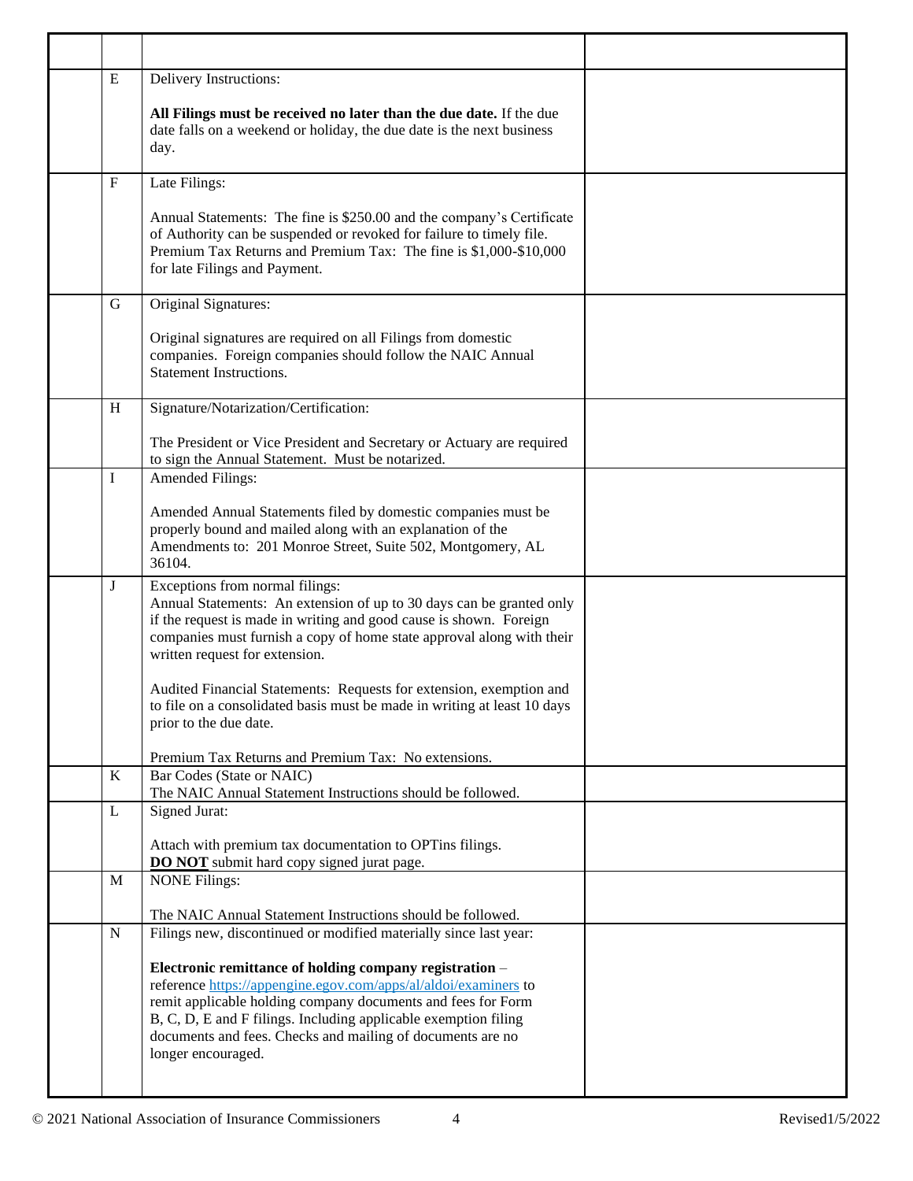| | | | |
|---|---|---|---|
| | | | |
| | E | Delivery Instructions:<br><br>**All Filings must be received no later than the due date.** If the due date falls on a weekend or holiday, the due date is the next business day. | |
| | F | Late Filings:<br><br>Annual Statements: The fine is $250.00 and the company's Certificate of Authority can be suspended or revoked for failure to timely file. Premium Tax Returns and Premium Tax: The fine is $1,000-$10,000 for late Filings and Payment. | |
| | G | Original Signatures:<br><br>Original signatures are required on all Filings from domestic companies. Foreign companies should follow the NAIC Annual Statement Instructions. | |
| | H | Signature/Notarization/Certification:<br><br>The President or Vice President and Secretary or Actuary are required to sign the Annual Statement. Must be notarized. | |
| | I | Amended Filings:<br><br>Amended Annual Statements filed by domestic companies must be properly bound and mailed along with an explanation of the Amendments to: 201 Monroe Street, Suite 502, Montgomery, AL 36104. | |
| | J | Exceptions from normal filings:<br>Annual Statements: An extension of up to 30 days can be granted only if the request is made in writing and good cause is shown. Foreign companies must furnish a copy of home state approval along with their written request for extension.<br><br>Audited Financial Statements: Requests for extension, exemption and to file on a consolidated basis must be made in writing at least 10 days prior to the due date.<br><br>Premium Tax Returns and Premium Tax: No extensions. | |
| | K | Bar Codes (State or NAIC)<br>The NAIC Annual Statement Instructions should be followed. | |
| | L | Signed Jurat:<br><br>Attach with premium tax documentation to OPTins filings.<br>**DO NOT** submit hard copy signed jurat page. | |
| | M | NONE Filings:<br><br>The NAIC Annual Statement Instructions should be followed. | |
| | N | Filings new, discontinued or modified materially since last year:<br><br>**Electronic remittance of holding company registration** – reference https://appengine.egov.com/apps/al/aldoi/examiners to remit applicable holding company documents and fees for Form B, C, D, E and F filings. Including applicable exemption filing documents and fees. Checks and mailing of documents are no longer encouraged. | |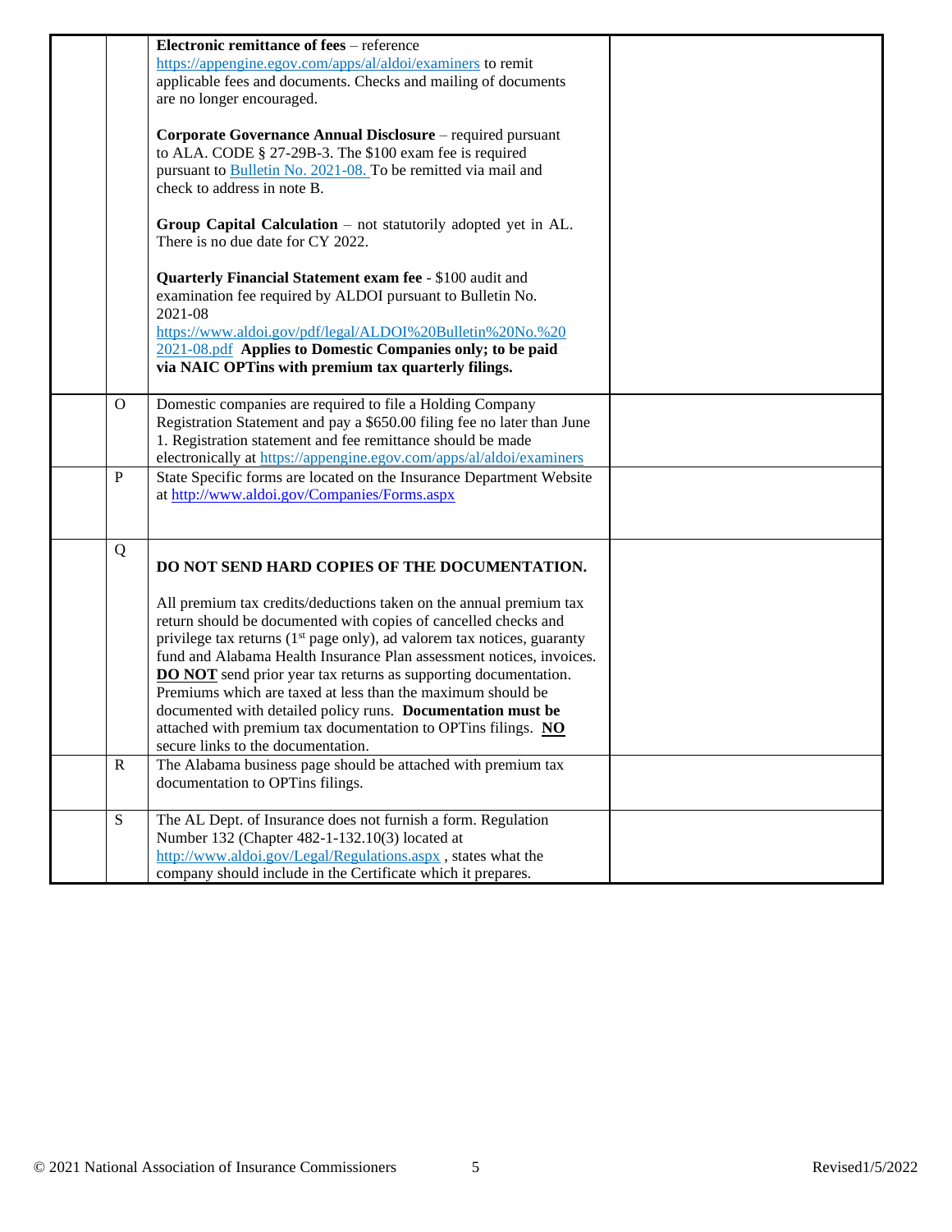| | | | |
|---|---|---|---|
| | | **Electronic remittance of fees** – reference https://appengine.egov.com/apps/al/aldoi/examiners to remit applicable fees and documents. Checks and mailing of documents are no longer encouraged.<br><br>**Corporate Governance Annual Disclosure** – required pursuant to ALA. CODE § 27-29B-3. The $100 exam fee is required pursuant to Bulletin No. 2021-08. To be remitted via mail and check to address in note B.<br><br>**Group Capital Calculation** – not statutorily adopted yet in AL. There is no due date for CY 2022.<br><br>**Quarterly Financial Statement exam fee** - $100 audit and examination fee required by ALDOI pursuant to Bulletin No. 2021-08 https://www.aldoi.gov/pdf/legal/ALDOI%20Bulletin%20No.%20 2021-08.pdf **Applies to Domestic Companies only; to be paid via NAIC OPTins with premium tax quarterly filings.** | |
| | O | Domestic companies are required to file a Holding Company Registration Statement and pay a $650.00 filing fee no later than June 1. Registration statement and fee remittance should be made electronically at https://appengine.egov.com/apps/al/aldoi/examiners | |
| | P | State Specific forms are located on the Insurance Department Website at http://www.aldoi.gov/Companies/Forms.aspx | |
| | Q | **DO NOT SEND HARD COPIES OF THE DOCUMENTATION.**<br><br>All premium tax credits/deductions taken on the annual premium tax return should be documented with copies of cancelled checks and privilege tax returns (1st page only), ad valorem tax notices, guaranty fund and Alabama Health Insurance Plan assessment notices, invoices. **DO NOT** send prior year tax returns as supporting documentation. Premiums which are taxed at less than the maximum should be documented with detailed policy runs. **Documentation must be** attached with premium tax documentation to OPTins filings. **NO** secure links to the documentation. | |
| | R | The Alabama business page should be attached with premium tax documentation to OPTins filings. | |
| | S | The AL Dept. of Insurance does not furnish a form. Regulation Number 132 (Chapter 482-1-132.10(3) located at http://www.aldoi.gov/Legal/Regulations.aspx , states what the company should include in the Certificate which it prepares. | |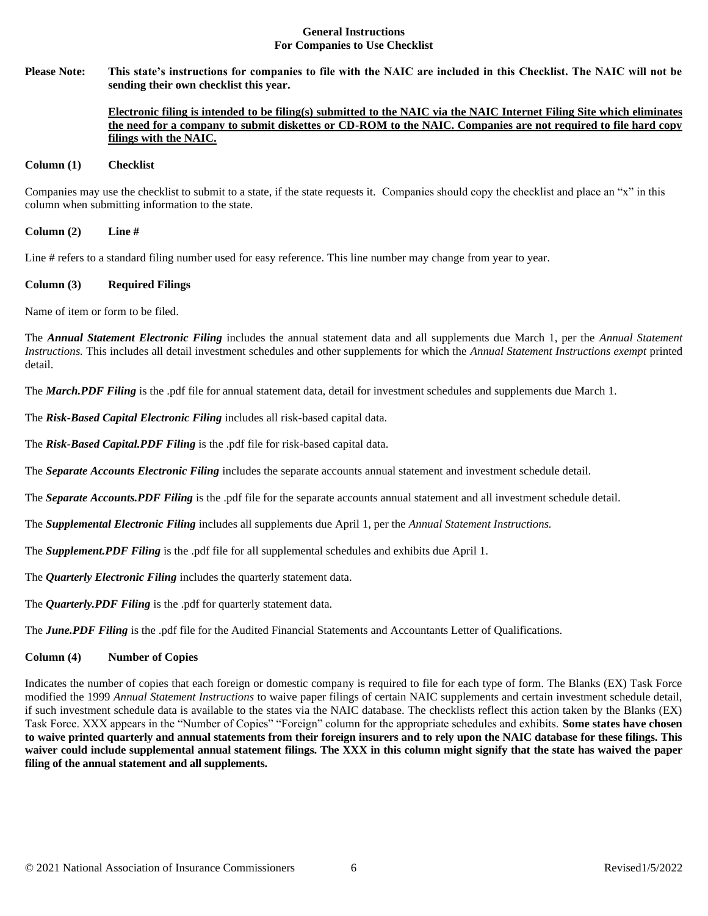## General Instructions
## For Companies to Use Checklist

**Please Note: This state's instructions for companies to file with the NAIC are included in this Checklist. The NAIC will not be sending their own checklist this year.**

**Electronic filing is intended to be filing(s) submitted to the NAIC via the NAIC Internet Filing Site which eliminates the need for a company to submit diskettes or CD-ROM to the NAIC. Companies are not required to file hard copy filings with the NAIC.**

### Column (1) Checklist

Companies may use the checklist to submit to a state, if the state requests it. Companies should copy the checklist and place an "x" in this column when submitting information to the state.

### Column (2) Line #

Line # refers to a standard filing number used for easy reference. This line number may change from year to year.

### Column (3) Required Filings

Name of item or form to be filed.

The ***Annual Statement Electronic Filing*** includes the annual statement data and all supplements due March 1, per the *Annual Statement Instructions.* This includes all detail investment schedules and other supplements for which the *Annual Statement Instructions exempt* printed detail.

The ***March.PDF Filing*** is the .pdf file for annual statement data, detail for investment schedules and supplements due March 1.

The ***Risk-Based Capital Electronic Filing*** includes all risk-based capital data.

The ***Risk-Based Capital.PDF Filing*** is the .pdf file for risk-based capital data.

The ***Separate Accounts Electronic Filing*** includes the separate accounts annual statement and investment schedule detail.

The ***Separate Accounts.PDF Filing*** is the .pdf file for the separate accounts annual statement and all investment schedule detail.

The ***Supplemental Electronic Filing*** includes all supplements due April 1, per the *Annual Statement Instructions.*

The ***Supplement.PDF Filing*** is the .pdf file for all supplemental schedules and exhibits due April 1.

The ***Quarterly Electronic Filing*** includes the quarterly statement data.

The ***Quarterly.PDF Filing*** is the .pdf for quarterly statement data.

The ***June.PDF Filing*** is the .pdf file for the Audited Financial Statements and Accountants Letter of Qualifications.

### Column (4) Number of Copies

Indicates the number of copies that each foreign or domestic company is required to file for each type of form. The Blanks (EX) Task Force modified the 1999 *Annual Statement Instructions* to waive paper filings of certain NAIC supplements and certain investment schedule detail, if such investment schedule data is available to the states via the NAIC database. The checklists reflect this action taken by the Blanks (EX) Task Force. XXX appears in the "Number of Copies" "Foreign" column for the appropriate schedules and exhibits. **Some states have chosen to waive printed quarterly and annual statements from their foreign insurers and to rely upon the NAIC database for these filings. This waiver could include supplemental annual statement filings. The XXX in this column might signify that the state has waived the paper filing of the annual statement and all supplements.**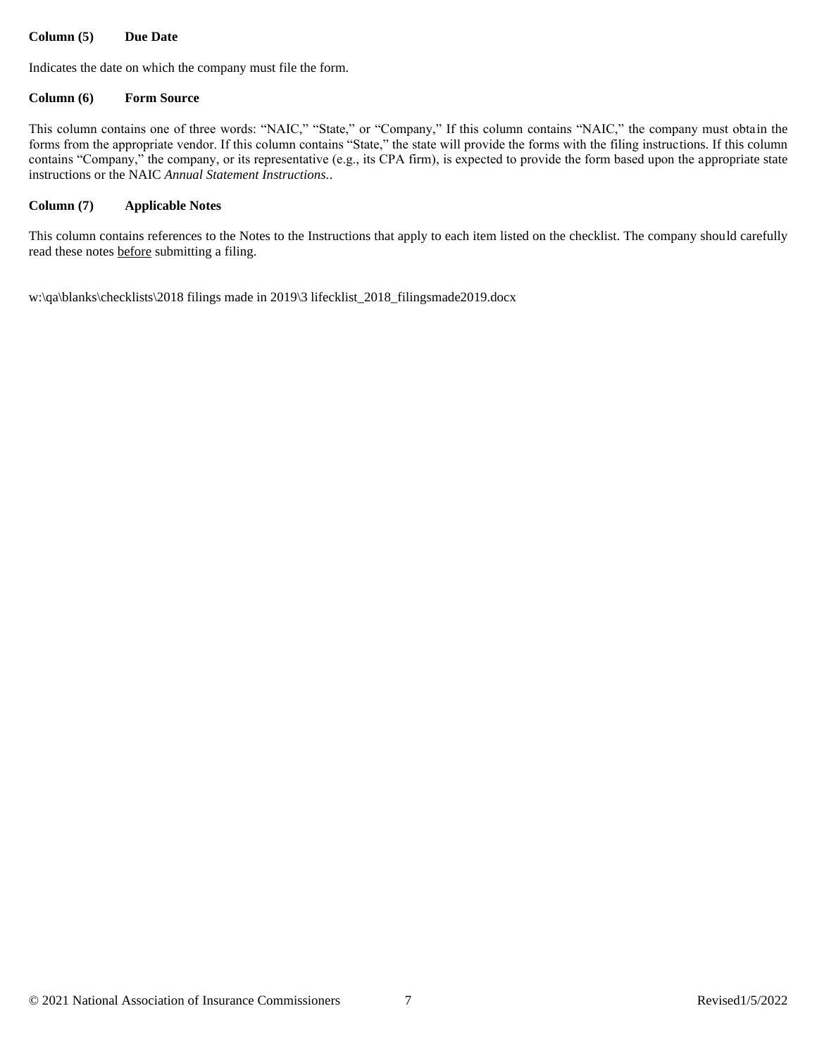**Column (5) Due Date**

Indicates the date on which the company must file the form.

**Column (6) Form Source**

This column contains one of three words: "NAIC," "State," or "Company," If this column contains "NAIC," the company must obtain the forms from the appropriate vendor. If this column contains "State," the state will provide the forms with the filing instructions. If this column contains "Company," the company, or its representative (e.g., its CPA firm), is expected to provide the form based upon the appropriate state instructions or the NAIC *Annual Statement Instructions.*.

**Column (7) Applicable Notes**

This column contains references to the Notes to the Instructions that apply to each item listed on the checklist. The company should carefully read these notes <u>before</u> submitting a filing.

w:\qa\blanks\checklists\2018 filings made in 2019\3 lifecklist_2018_filingsmade2019.docx